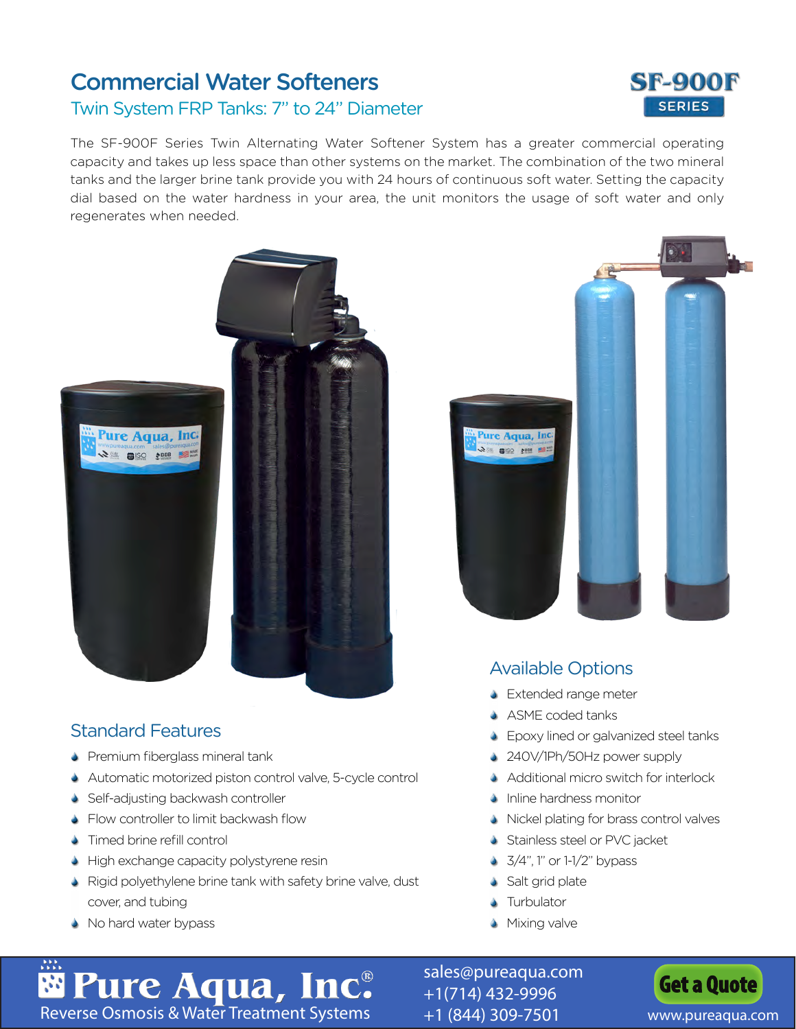# Commercial Water Softeners

## Twin System FRP Tanks: 7" to 24" Diameter

**SF-900F SERIES**

The SF-900F Series Twin Alternating Water Softener System has a greater commercial operating capacity and takes up less space than other systems on the market. The combination of the two mineral tanks and the larger brine tank provide you with 24 hours of continuous soft water. Setting the capacity dial based on the water hardness in your area, the unit monitors the usage of soft water and only regenerates when needed.

## Standard Features

- Premium fiberglass mineral tank
- Automatic motorized piston control valve, 5-cycle control
- Self-adjusting backwash controller
- Flow controller to limit backwash flow
- Timed brine refill control
- High exchange capacity polystyrene resin
- Rigid polyethylene brine tank with safety brine valve, dust cover, and tubing
- No hard water bypass

## Available Options

- Extended range meter
- ASME coded tanks
- Epoxy lined or galvanized steel tanks
- 240V/1Ph/50Hz power supply
- Additional micro switch for interlock
- Inline hardness monitor
- Nickel plating for brass control valves
- Stainless steel or PVC jacket
- 3/4", 1" or 1-1/2" bypass
- Salt grid plate
- Turbulator
- Mixing valve

**Pure Aqua, Inc.®**
Reverse Osmosis & Water Treatment Systems

sales@pureaqua.com
+1(714) 432-9996
+1 (844) 309-7501

Get a Quote
www.pureaqua.com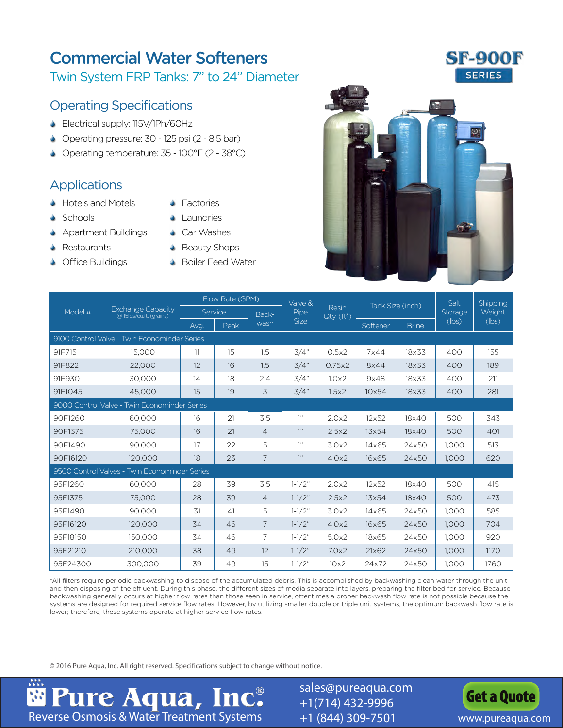# Commercial Water Softeners

## Twin System FRP Tanks: 7" to 24" Diameter

SF-900F SERIES

## Operating Specifications

- Electrical supply: 115V/1Ph/60Hz
- Operating pressure: 30 - 125 psi (2 - 8.5 bar)
- Operating temperature: 35 - 100°F (2 - 38°C)

## Applications

- Hotels and Motels
- Schools
- Apartment Buildings
- Restaurants
- Office Buildings
- Factories
- Laundries
- Car Washes
- Beauty Shops
- Boiler Feed Water

| Model # | Exchange Capacity @ 15lbs/cu.ft. (grains) | Flow Rate (GPM) | | | Valve & Pipe Size | Resin Qty. (ft³) | Tank Size (inch) | | Salt Storage (lbs) | Shipping Weight (lbs) |
|---|---|---|---|---|---|---|---|---|---|---|
| | | Service | | Back-wash | | | Softener | Brine | | |
| | | Avg. | Peak | | | | | | | |
| 9100 Control Valve - Twin Econominder Series | | | | | | | | | | |
| 91F715 | 15,000 | 11 | 15 | 1.5 | 3/4" | 0.5x2 | 7x44 | 18x33 | 400 | 155 |
| 91F822 | 22,000 | 12 | 16 | 1.5 | 3/4" | 0.75x2 | 8x44 | 18x33 | 400 | 189 |
| 91F930 | 30,000 | 14 | 18 | 2.4 | 3/4" | 1.0x2 | 9x48 | 18x33 | 400 | 211 |
| 91F1045 | 45,000 | 15 | 19 | 3 | 3/4" | 1.5x2 | 10x54 | 18x33 | 400 | 281 |
| 9000 Control Valve - Twin Econominder Series | | | | | | | | | | |
| 90F1260 | 60,000 | 16 | 21 | 3.5 | 1" | 2.0x2 | 12x52 | 18x40 | 500 | 343 |
| 90F1375 | 75,000 | 16 | 21 | 4 | 1" | 2.5x2 | 13x54 | 18x40 | 500 | 401 |
| 90F1490 | 90,000 | 17 | 22 | 5 | 1" | 3.0x2 | 14x65 | 24x50 | 1,000 | 513 |
| 90F16120 | 120,000 | 18 | 23 | 7 | 1" | 4.0x2 | 16x65 | 24x50 | 1,000 | 620 |
| 9500 Control Valves - Twin Econominder Series | | | | | | | | | | |
| 95F1260 | 60,000 | 28 | 39 | 3.5 | 1-1/2" | 2.0x2 | 12x52 | 18x40 | 500 | 415 |
| 95F1375 | 75,000 | 28 | 39 | 4 | 1-1/2" | 2.5x2 | 13x54 | 18x40 | 500 | 473 |
| 95F1490 | 90,000 | 31 | 41 | 5 | 1-1/2" | 3.0x2 | 14x65 | 24x50 | 1,000 | 585 |
| 95F16120 | 120,000 | 34 | 46 | 7 | 1-1/2" | 4.0x2 | 16x65 | 24x50 | 1,000 | 704 |
| 95F18150 | 150,000 | 34 | 46 | 7 | 1-1/2" | 5.0x2 | 18x65 | 24x50 | 1,000 | 920 |
| 95F21210 | 210,000 | 38 | 49 | 12 | 1-1/2" | 7.0x2 | 21x62 | 24x50 | 1,000 | 1170 |
| 95F24300 | 300,000 | 39 | 49 | 15 | 1-1/2" | 10x2 | 24x72 | 24x50 | 1,000 | 1760 |

*All filters require periodic backwashing to dispose of the accumulated debris. This is accomplished by backwashing clean water through the unit and then disposing of the effluent. During this phase, the different sizes of media separate into layers, preparing the filter bed for service. Because backwashing generally occurs at higher flow rates than those seen in service, oftentimes a proper backwash flow rate is not possible because the systems are designed for required service flow rates. However, by utilizing smaller double or triple unit systems, the optimum backwash flow rate is lower; therefore, these systems operate at higher service flow rates.

© 2016 Pure Aqua, Inc. All right reserved. Specifications subject to change without notice.

Pure Aqua, Inc.®
Reverse Osmosis & Water Treatment Systems

sales@pureaqua.com
+1(714) 432-9996
+1 (844) 309-7501

Get a Quote
www.pureaqua.com